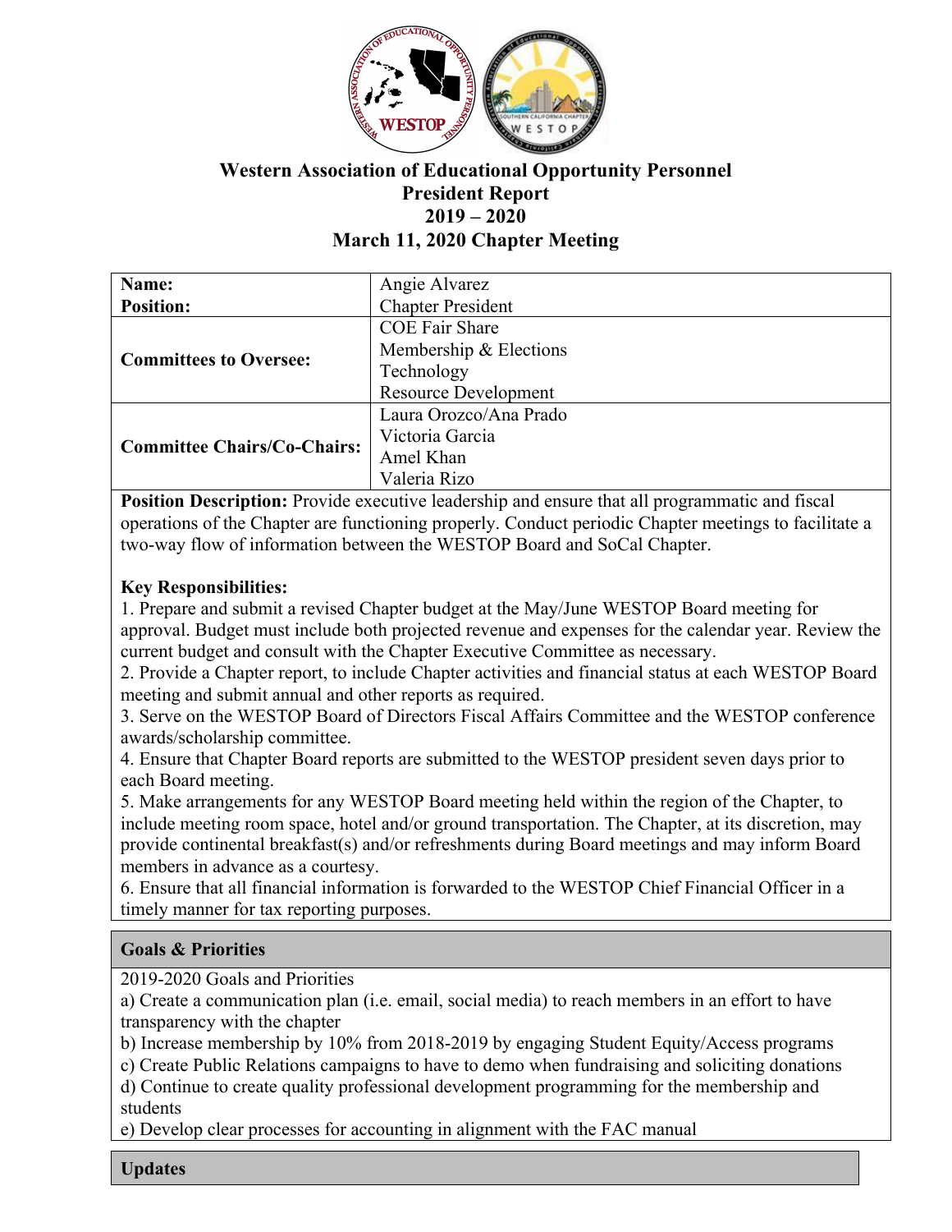# Western Association of Educational Opportunity Personnel
## President Report
## 2019 – 2020
## March 11, 2020 Chapter Meeting

| | |
|---|---|
| **Name:**<br>**Position:** | Angie Alvarez<br>Chapter President |
| **Committees to Oversee:** | COE Fair Share<br>Membership & Elections<br>Technology<br>Resource Development |
| **Committee Chairs/Co-Chairs:** | Laura Orozco/Ana Prado<br>Victoria Garcia<br>Amel Khan<br>Valeria Rizo |

**Position Description:** Provide executive leadership and ensure that all programmatic and fiscal operations of the Chapter are functioning properly. Conduct periodic Chapter meetings to facilitate a two-way flow of information between the WESTOP Board and SoCal Chapter.

**Key Responsibilities:**

1. Prepare and submit a revised Chapter budget at the May/June WESTOP Board meeting for approval. Budget must include both projected revenue and expenses for the calendar year. Review the current budget and consult with the Chapter Executive Committee as necessary.
2. Provide a Chapter report, to include Chapter activities and financial status at each WESTOP Board meeting and submit annual and other reports as required.
3. Serve on the WESTOP Board of Directors Fiscal Affairs Committee and the WESTOP conference awards/scholarship committee.
4. Ensure that Chapter Board reports are submitted to the WESTOP president seven days prior to each Board meeting.
5. Make arrangements for any WESTOP Board meeting held within the region of the Chapter, to include meeting room space, hotel and/or ground transportation. The Chapter, at its discretion, may provide continental breakfast(s) and/or refreshments during Board meetings and may inform Board members in advance as a courtesy.
6. Ensure that all financial information is forwarded to the WESTOP Chief Financial Officer in a timely manner for tax reporting purposes.

### Goals & Priorities

2019-2020 Goals and Priorities

a) Create a communication plan (i.e. email, social media) to reach members in an effort to have transparency with the chapter
b) Increase membership by 10% from 2018-2019 by engaging Student Equity/Access programs
c) Create Public Relations campaigns to have to demo when fundraising and soliciting donations
d) Continue to create quality professional development programming for the membership and students
e) Develop clear processes for accounting in alignment with the FAC manual

### Updates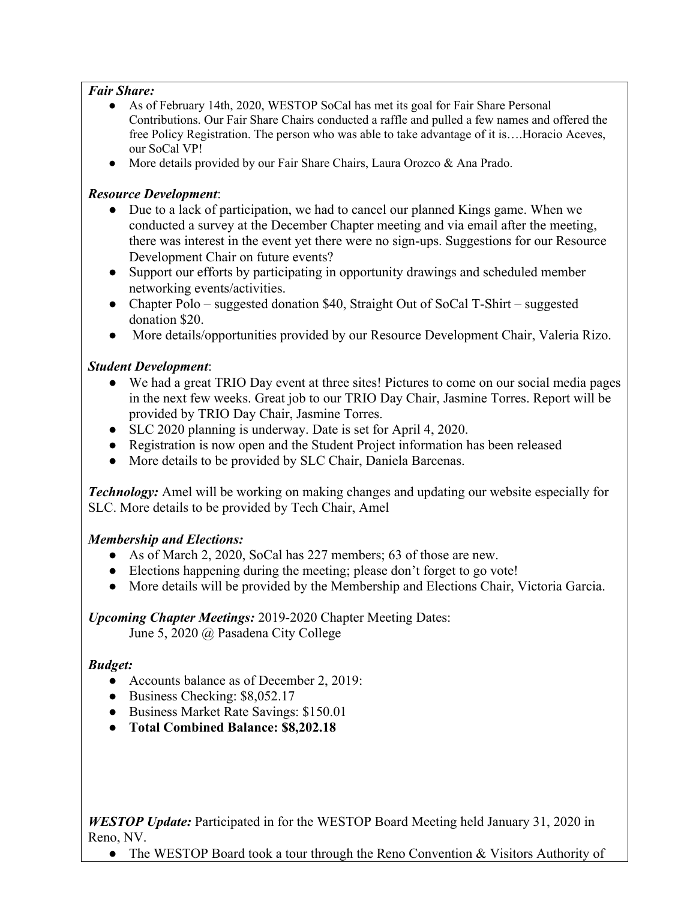***Fair Share:***

- As of February 14th, 2020, WESTOP SoCal has met its goal for Fair Share Personal Contributions. Our Fair Share Chairs conducted a raffle and pulled a few names and offered the free Policy Registration. The person who was able to take advantage of it is….Horacio Aceves, our SoCal VP!
- More details provided by our Fair Share Chairs, Laura Orozco & Ana Prado.

***Resource Development***:

- Due to a lack of participation, we had to cancel our planned Kings game. When we conducted a survey at the December Chapter meeting and via email after the meeting, there was interest in the event yet there were no sign-ups. Suggestions for our Resource Development Chair on future events?
- Support our efforts by participating in opportunity drawings and scheduled member networking events/activities.
- Chapter Polo – suggested donation $40, Straight Out of SoCal T-Shirt – suggested donation $20.
- More details/opportunities provided by our Resource Development Chair, Valeria Rizo.

***Student Development***:

- We had a great TRIO Day event at three sites! Pictures to come on our social media pages in the next few weeks. Great job to our TRIO Day Chair, Jasmine Torres. Report will be provided by TRIO Day Chair, Jasmine Torres.
- SLC 2020 planning is underway. Date is set for April 4, 2020.
- Registration is now open and the Student Project information has been released
- More details to be provided by SLC Chair, Daniela Barcenas.

***Technology:*** Amel will be working on making changes and updating our website especially for SLC. More details to be provided by Tech Chair, Amel

***Membership and Elections:***

- As of March 2, 2020, SoCal has 227 members; 63 of those are new.
- Elections happening during the meeting; please don't forget to go vote!
- More details will be provided by the Membership and Elections Chair, Victoria Garcia.

***Upcoming Chapter Meetings:*** 2019-2020 Chapter Meeting Dates:

June 5, 2020 @ Pasadena City College

***Budget:***

- Accounts balance as of December 2, 2019:
- Business Checking: $8,052.17
- Business Market Rate Savings: $150.01
- **Total Combined Balance: $8,202.18**

***WESTOP Update:*** Participated in for the WESTOP Board Meeting held January 31, 2020 in Reno, NV.

- The WESTOP Board took a tour through the Reno Convention & Visitors Authority of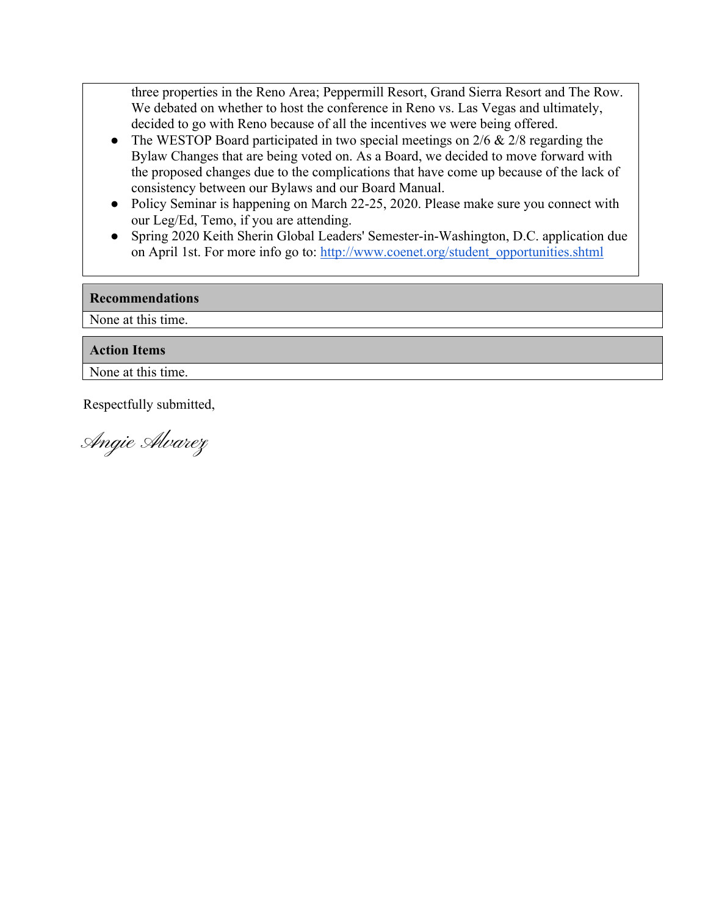three properties in the Reno Area; Peppermill Resort, Grand Sierra Resort and The Row. We debated on whether to host the conference in Reno vs. Las Vegas and ultimately, decided to go with Reno because of all the incentives we were being offered.

- The WESTOP Board participated in two special meetings on 2/6 & 2/8 regarding the Bylaw Changes that are being voted on. As a Board, we decided to move forward with the proposed changes due to the complications that have come up because of the lack of consistency between our Bylaws and our Board Manual.
- Policy Seminar is happening on March 22-25, 2020. Please make sure you connect with our Leg/Ed, Temo, if you are attending.
- Spring 2020 Keith Sherin Global Leaders' Semester-in-Washington, D.C. application due on April 1st. For more info go to: http://www.coenet.org/student_opportunities.shtml

| **Recommendations** |
| --- |
| None at this time. |

| **Action Items** |
| --- |
| None at this time. |

Respectfully submitted,

*Angie Alvarez*